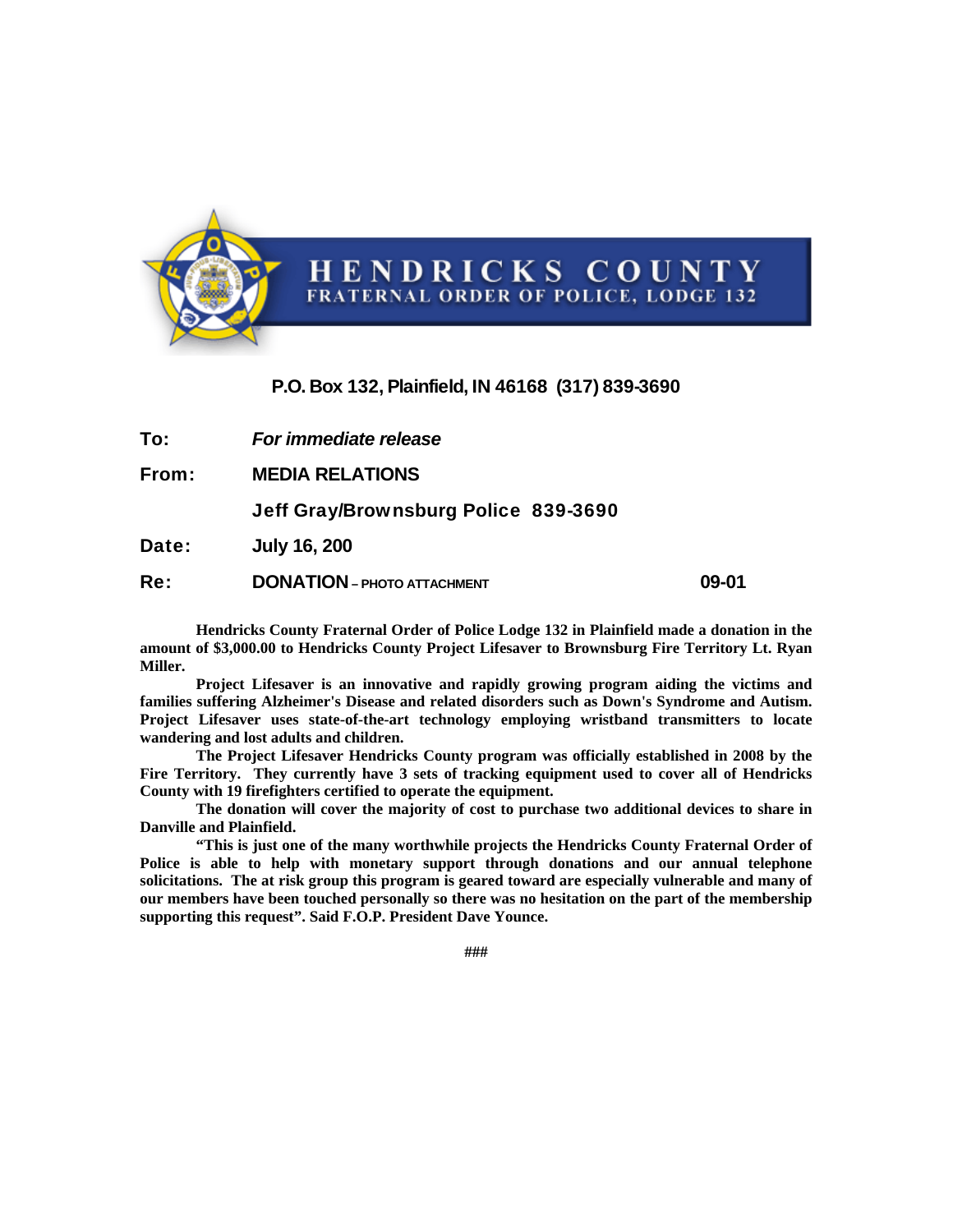# HENDRICKS COUNTY
## FRATERNAL ORDER OF POLICE, LODGE 132

**P.O. Box 132, Plainfield, IN 46168 (317) 839-3690**

**To:** ***For immediate release***

**From:** **MEDIA RELATIONS**

**Jeff Gray/Brownsburg Police 839-3690**

**Date:** **July 16, 200**

**Re:** **DONATION – PHOTO ATTACHMENT** **09-01**

**Hendricks County Fraternal Order of Police Lodge 132 in Plainfield made a donation in the amount of $3,000.00 to Hendricks County Project Lifesaver to Brownsburg Fire Territory Lt. Ryan Miller.**

**Project Lifesaver is an innovative and rapidly growing program aiding the victims and families suffering Alzheimer's Disease and related disorders such as Down's Syndrome and Autism. Project Lifesaver uses state-of-the-art technology employing wristband transmitters to locate wandering and lost adults and children.**

**The Project Lifesaver Hendricks County program was officially established in 2008 by the Fire Territory. They currently have 3 sets of tracking equipment used to cover all of Hendricks County with 19 firefighters certified to operate the equipment.**

**The donation will cover the majority of cost to purchase two additional devices to share in Danville and Plainfield.**

**"This is just one of the many worthwhile projects the Hendricks County Fraternal Order of Police is able to help with monetary support through donations and our annual telephone solicitations. The at risk group this program is geared toward are especially vulnerable and many of our members have been touched personally so there was no hesitation on the part of the membership supporting this request". Said F.O.P. President Dave Younce.**

###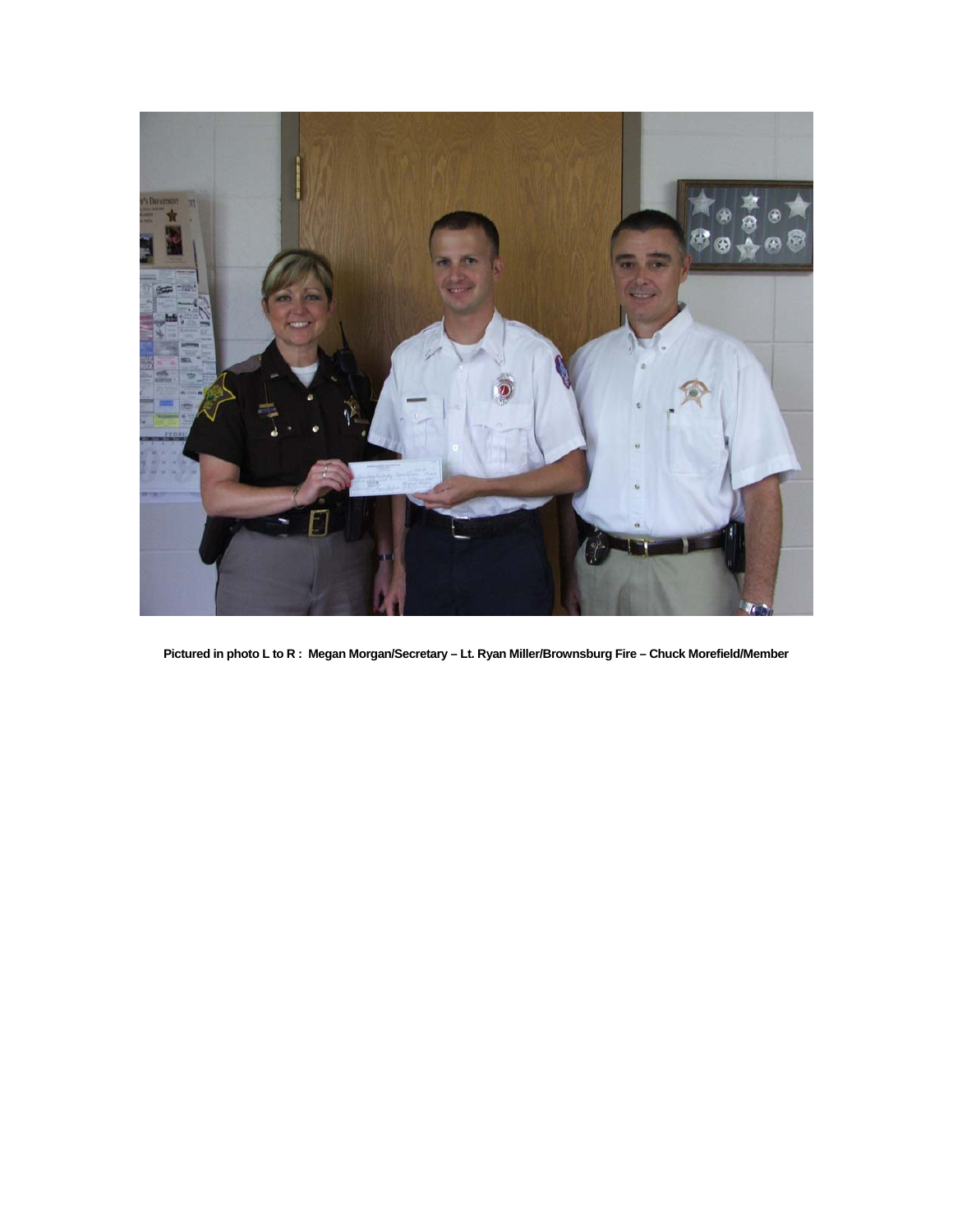**Pictured in photo L to R : Megan Morgan/Secretary – Lt. Ryan Miller/Brownsburg Fire – Chuck Morefield/Member**